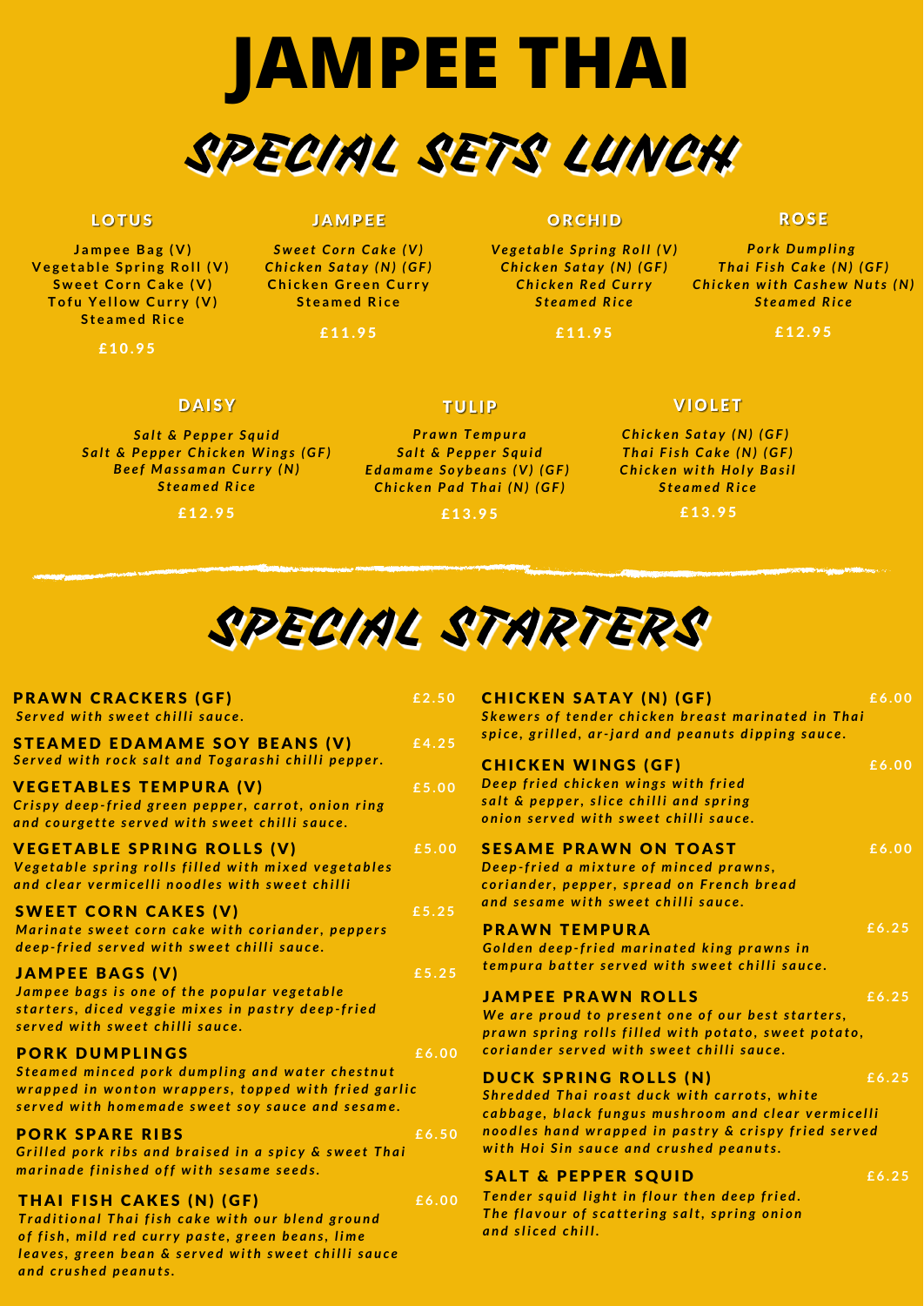# JAMPEE THAI

## SPECIAL SETS LUNCH

### LOTUS

Jampee Bag (V)
Vegetable Spring Roll (V)
Sweet Corn Cake (V)
Tofu Yellow Curry (V)
Steamed Rice

£10.95

### JAMPEE

*Sweet Corn Cake (V)*
*Chicken Satay (N) (GF)*
Chicken Green Curry
Steamed Rice

£11.95

### ORCHID

*Vegetable Spring Roll (V)*
*Chicken Satay (N) (GF)*
*Chicken Red Curry*
*Steamed Rice*

£11.95

### ROSE

*Pork Dumpling*
*Thai Fish Cake (N) (GF)*
*Chicken with Cashew Nuts (N)*
*Steamed Rice*

£12.95

### DAISY

*Salt & Pepper Squid*
*Salt & Pepper Chicken Wings (GF)*
*Beef Massaman Curry (N)*
*Steamed Rice*

£12.95

### TULIP

*Prawn Tempura*
*Salt & Pepper Squid*
*Edamame Soybeans (V) (GF)*
*Chicken Pad Thai (N) (GF)*

£13.95

### VIOLET

*Chicken Satay (N) (GF)*
*Thai Fish Cake (N) (GF)*
*Chicken with Holy Basil*
*Steamed Rice*

£13.95

## SPECIAL STARTERS

**PRAWN CRACKERS (GF)** — £2.50
*Served with sweet chilli sauce.*

**STEAMED EDAMAME SOY BEANS (V)** — £4.25
*Served with rock salt and Togarashi chilli pepper.*

**VEGETABLES TEMPURA (V)** — £5.00
*Crispy deep-fried green pepper, carrot, onion ring and courgette served with sweet chilli sauce.*

**VEGETABLE SPRING ROLLS (V)** — £5.00
*Vegetable spring rolls filled with mixed vegetables and clear vermicelli noodles with sweet chilli*

**SWEET CORN CAKES (V)** — £5.25
*Marinate sweet corn cake with coriander, peppers deep-fried served with sweet chilli sauce.*

**JAMPEE BAGS (V)** — £5.25
*Jampee bags is one of the popular vegetable starters, diced veggie mixes in pastry deep-fried served with sweet chilli sauce.*

**PORK DUMPLINGS** — £6.00
*Steamed minced pork dumpling and water chestnut wrapped in wonton wrappers, topped with fried garlic served with homemade sweet soy sauce and sesame.*

**PORK SPARE RIBS** — £6.50
*Grilled pork ribs and braised in a spicy & sweet Thai marinade finished off with sesame seeds.*

**THAI FISH CAKES (N) (GF)** — £6.00
*Traditional Thai fish cake with our blend ground of fish, mild red curry paste, green beans, lime leaves, green bean & served with sweet chilli sauce and crushed peanuts.*

**CHICKEN SATAY (N) (GF)** — £6.00
*Skewers of tender chicken breast marinated in Thai spice, grilled, ar-jard and peanuts dipping sauce.*

**CHICKEN WINGS (GF)** — £6.00
*Deep fried chicken wings with fried salt & pepper, slice chilli and spring onion served with sweet chilli sauce.*

**SESAME PRAWN ON TOAST** — £6.00
*Deep-fried a mixture of minced prawns, coriander, pepper, spread on French bread and sesame with sweet chilli sauce.*

**PRAWN TEMPURA** — £6.25
*Golden deep-fried marinated king prawns in tempura batter served with sweet chilli sauce.*

**JAMPEE PRAWN ROLLS** — £6.25
*We are proud to present one of our best starters, prawn spring rolls filled with potato, sweet potato, coriander served with sweet chilli sauce.*

**DUCK SPRING ROLLS (N)** — £6.25
*Shredded Thai roast duck with carrots, white cabbage, black fungus mushroom and clear vermicelli noodles hand wrapped in pastry & crispy fried served with Hoi Sin sauce and crushed peanuts.*

**SALT & PEPPER SQUID** — £6.25
*Tender squid light in flour then deep fried. The flavour of scattering salt, spring onion and sliced chill.*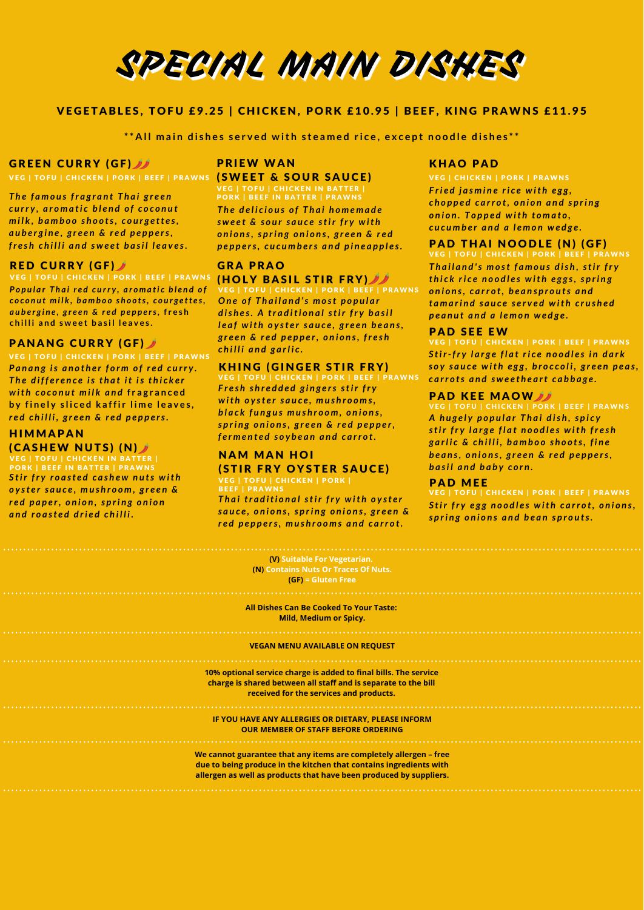# SPECIAL MAIN DISHES

**VEGETABLES, TOFU £9.25 | CHICKEN, PORK £10.95 | BEEF, KING PRAWNS £11.95**

**All main dishes served with steamed rice, except noodle dishes**

## GREEN CURRY (GF) 🌶️🌶️

VEG | TOFU | CHICKEN | PORK | BEEF | PRAWNS

*The famous fragrant Thai green curry, aromatic blend of coconut milk, bamboo shoots, courgettes, aubergine, green & red peppers, fresh chilli and sweet basil leaves.*

## RED CURRY (GF) 🌶️

VEG | TOFU | CHICKEN | PORK | BEEF | PRAWNS

*Popular Thai red curry, aromatic blend of coconut milk, bamboo shoots, courgettes, aubergine, green & red peppers,* fresh chilli and sweet basil leaves.

## PANANG CURRY (GF) 🌶️

VEG | TOFU | CHICKEN | PORK | BEEF | PRAWNS

*Panang is another form of red curry. The difference is that it is thicker with coconut milk and* fragranced by finely sliced kaffir lime leaves, *red chilli, green & red peppers.*

## HIMMAPAN (CASHEW NUTS) (N) 🌶️

VEG | TOFU | CHICKEN IN BATTER | PORK | BEEF IN BATTER | PRAWNS

*Stir fry roasted cashew nuts with oyster sauce, mushroom, green & red paper, onion, spring onion and roasted dried chilli.*

## PRIEW WAN (SWEET & SOUR SAUCE)

VEG | TOFU | CHICKEN IN BATTER | PORK | BEEF IN BATTER | PRAWNS

*The delicious of Thai homemade sweet & sour sauce stir fry with onions, spring onions, green & red peppers, cucumbers and pineapples.*

## GRA PRAO (HOLY BASIL STIR FRY) 🌶️🌶️

VEG | TOFU | CHICKEN | PORK | BEEF | PRAWNS

*One of Thailand's most popular dishes. A traditional stir fry basil leaf with oyster sauce, green beans, green & red pepper, onions, fresh chilli and garlic.*

## KHING (GINGER STIR FRY)

VEG | TOFU | CHICKEN | PORK | BEEF | PRAWNS

*Fresh shredded gingers stir fry with oyster sauce, mushrooms, black fungus mushroom, onions, spring onions, green & red pepper, fermented soybean and carrot.*

## NAM MAN HOI (STIR FRY OYSTER SAUCE)

VEG | TOFU | CHICKEN | PORK | BEEF | PRAWNS

*Thai traditional stir fry with oyster sauce, onions, spring onions, green & red peppers, mushrooms and carrot.*

## KHAO PAD

VEG | CHICKEN | PORK | PRAWNS

*Fried jasmine rice with egg, chopped carrot, onion and spring onion. Topped with tomato, cucumber and a lemon wedge.*

## PAD THAI NOODLE (N) (GF)

VEG | TOFU | CHICKEN | PORK | BEEF | PRAWNS

*Thailand's most famous dish, stir fry thick rice noodles with eggs, spring onions, carrot, beansprouts and tamarind sauce served with crushed peanut and a lemon wedge.*

## PAD SEE EW

VEG | TOFU | CHICKEN | PORK | BEEF | PRAWNS

*Stir-fry large flat rice noodles in dark soy sauce with egg, broccoli, green peas, carrots and sweetheart cabbage.*

## PAD KEE MAOW 🌶️🌶️

VEG | TOFU | CHICKEN | PORK | BEEF | PRAWNS

*A hugely popular Thai dish, spicy stir fry large flat noodles with fresh garlic & chilli, bamboo shoots, fine beans, onions, green & red peppers, basil and baby corn.*

## PAD MEE

VEG | TOFU | CHICKEN | PORK | BEEF | PRAWNS

*Stir fry egg noodles with carrot, onions, spring onions and bean sprouts.*

---

**(V) Suitable For Vegetarian.**
**(N) Contains Nuts Or Traces Of Nuts.**
**(GF) = Gluten Free**

---

**All Dishes Can Be Cooked To Your Taste: Mild, Medium or Spicy.**

---

**VEGAN MENU AVAILABLE ON REQUEST**

---

**10% optional service charge is added to final bills. The service charge is shared between all staff and is separate to the bill received for the services and products.**

---

**IF YOU HAVE ANY ALLERGIES OR DIETARY, PLEASE INFORM OUR MEMBER OF STAFF BEFORE ORDERING**

---

**We cannot guarantee that any items are completely allergen – free due to being produce in the kitchen that contains ingredients with allergen as well as products that have been produced by suppliers.**